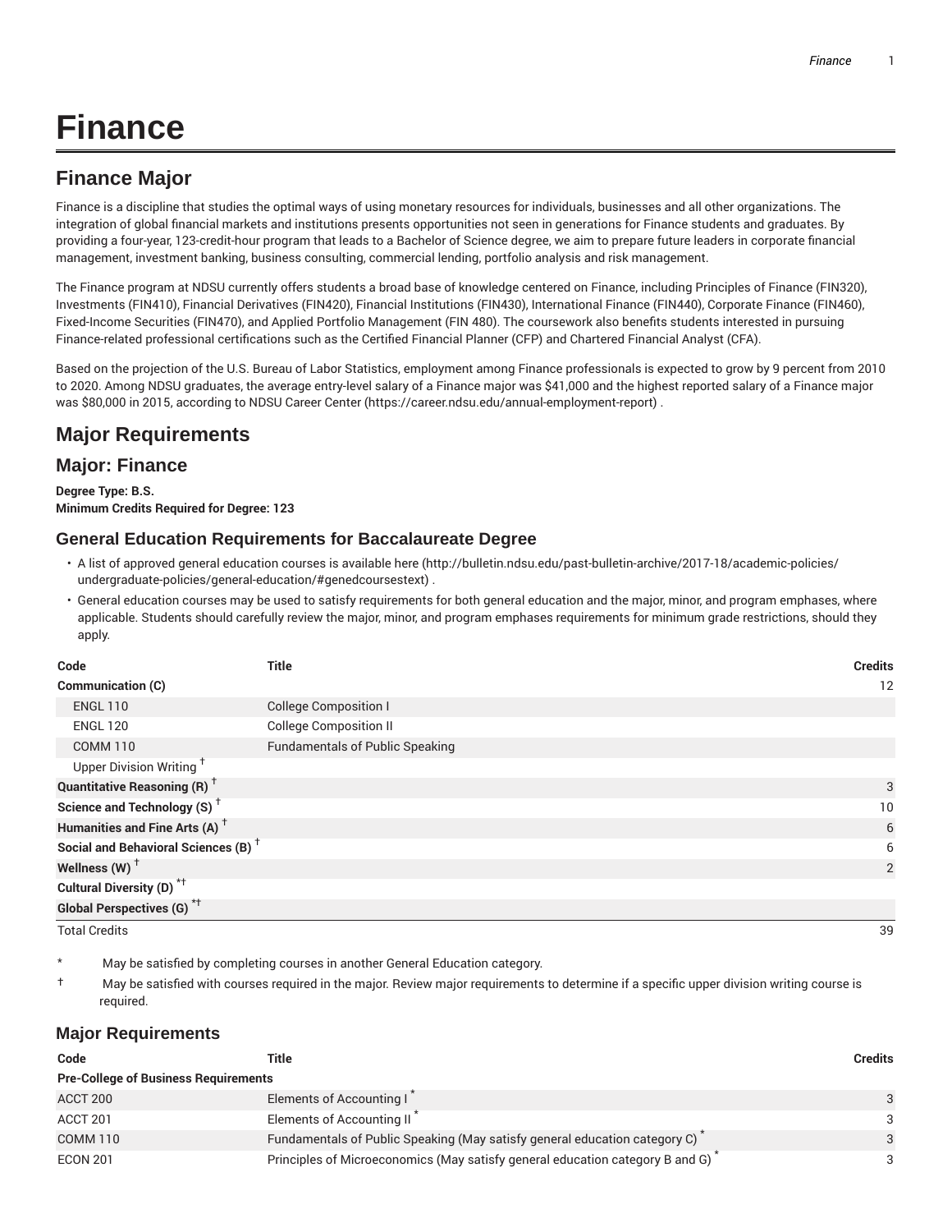# Finance

## Finance Major

Finance is a discipline that studies the optimal ways of using monetary resources for individuals, businesses and all other organizations. The integration of global financial markets and institutions presents opportunities not seen in generations for Finance students and graduates. By providing a four-year, 123-credit-hour program that leads to a Bachelor of Science degree, we aim to prepare future leaders in corporate financial management, investment banking, business consulting, commercial lending, portfolio analysis and risk management.

The Finance program at NDSU currently offers students a broad base of knowledge centered on Finance, including Principles of Finance (FIN320), Investments (FIN410), Financial Derivatives (FIN420), Financial Institutions (FIN430), International Finance (FIN440), Corporate Finance (FIN460), Fixed-Income Securities (FIN470), and Applied Portfolio Management (FIN 480). The coursework also benefits students interested in pursuing Finance-related professional certifications such as the Certified Financial Planner (CFP) and Chartered Financial Analyst (CFA).

Based on the projection of the U.S. Bureau of Labor Statistics, employment among Finance professionals is expected to grow by 9 percent from 2010 to 2020. Among NDSU graduates, the average entry-level salary of a Finance major was $41,000 and the highest reported salary of a Finance major was $80,000 in 2015, according to NDSU Career Center (https://career.ndsu.edu/annual-employment-report) .

## Major Requirements

### Major: Finance

**Degree Type: B.S.**
**Minimum Credits Required for Degree: 123**

### General Education Requirements for Baccalaureate Degree

- A list of approved general education courses is available here (http://bulletin.ndsu.edu/past-bulletin-archive/2017-18/academic-policies/undergraduate-policies/general-education/#genedcoursestext) .
- General education courses may be used to satisfy requirements for both general education and the major, minor, and program emphases, where applicable. Students should carefully review the major, minor, and program emphases requirements for minimum grade restrictions, should they apply.

| Code | Title | Credits |
|---|---|---|
| **Communication (C)** | | 12 |
| ENGL 110 | College Composition I | |
| ENGL 120 | College Composition II | |
| COMM 110 | Fundamentals of Public Speaking | |
| Upper Division Writing † | | |
| **Quantitative Reasoning (R) †** | | 3 |
| **Science and Technology (S) †** | | 10 |
| **Humanities and Fine Arts (A) †** | | 6 |
| **Social and Behavioral Sciences (B) †** | | 6 |
| **Wellness (W) †** | | 2 |
| **Cultural Diversity (D) *†** | | |
| **Global Perspectives (G) *†** | | |
| Total Credits | | 39 |

\* May be satisfied by completing courses in another General Education category.

† May be satisfied with courses required in the major. Review major requirements to determine if a specific upper division writing course is required.

### Major Requirements

| Code | Title | Credits |
|---|---|---|
| **Pre-College of Business Requirements** | | |
| ACCT 200 | Elements of Accounting I * | 3 |
| ACCT 201 | Elements of Accounting II * | 3 |
| COMM 110 | Fundamentals of Public Speaking (May satisfy general education category C) * | 3 |
| ECON 201 | Principles of Microeconomics (May satisfy general education category B and G) * | 3 |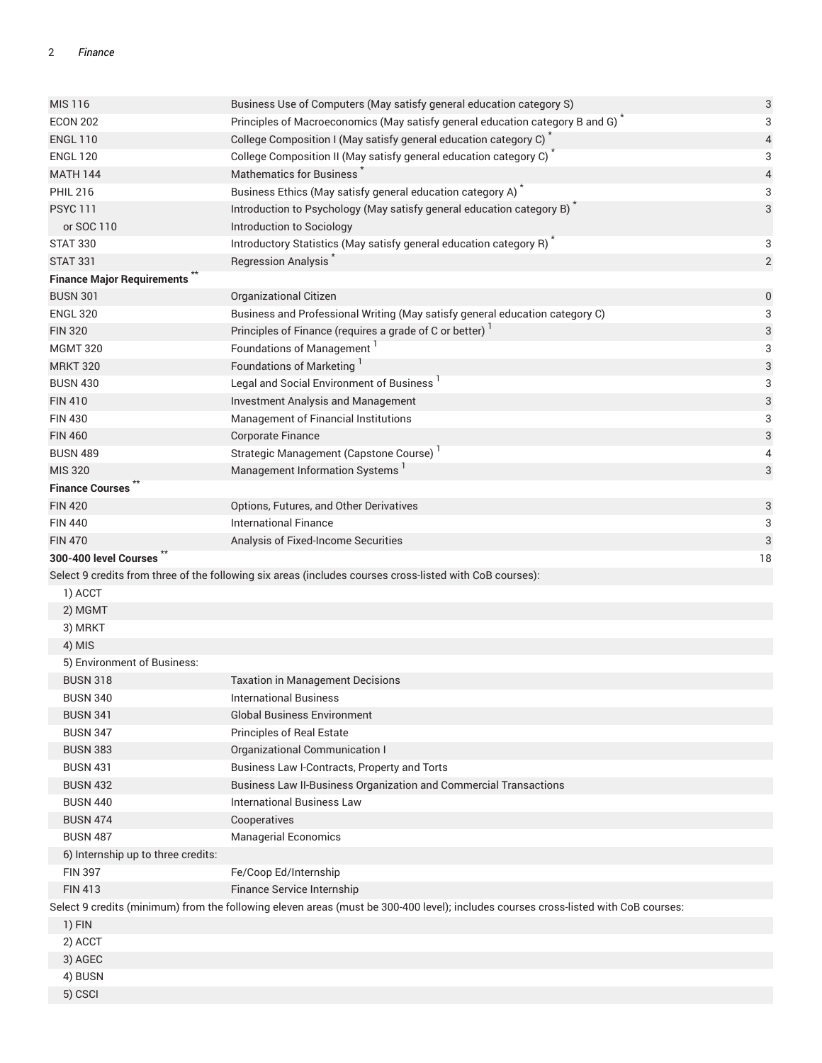| | | |
|---|---|---|
| MIS 116 | Business Use of Computers (May satisfy general education category S) | 3 |
| ECON 202 | Principles of Macroeconomics (May satisfy general education category B and G) * | 3 |
| ENGL 110 | College Composition I (May satisfy general education category C) * | 4 |
| ENGL 120 | College Composition II (May satisfy general education category C) * | 3 |
| MATH 144 | Mathematics for Business * | 4 |
| PHIL 216 | Business Ethics (May satisfy general education category A) * | 3 |
| PSYC 111 | Introduction to Psychology (May satisfy general education category B) * | 3 |
| or SOC 110 | Introduction to Sociology | |
| STAT 330 | Introductory Statistics (May satisfy general education category R) * | 3 |
| STAT 331 | Regression Analysis * | 2 |
| **Finance Major Requirements** ** | | |
| BUSN 301 | Organizational Citizen | 0 |
| ENGL 320 | Business and Professional Writing (May satisfy general education category C) | 3 |
| FIN 320 | Principles of Finance (requires a grade of C or better) [1] | 3 |
| MGMT 320 | Foundations of Management [1] | 3 |
| MRKT 320 | Foundations of Marketing [1] | 3 |
| BUSN 430 | Legal and Social Environment of Business [1] | 3 |
| FIN 410 | Investment Analysis and Management | 3 |
| FIN 430 | Management of Financial Institutions | 3 |
| FIN 460 | Corporate Finance | 3 |
| BUSN 489 | Strategic Management (Capstone Course) [1] | 4 |
| MIS 320 | Management Information Systems [1] | 3 |
| **Finance Courses** ** | | |
| FIN 420 | Options, Futures, and Other Derivatives | 3 |
| FIN 440 | International Finance | 3 |
| FIN 470 | Analysis of Fixed-Income Securities | 3 |
| **300-400 level Courses** ** | | 18 |
| Select 9 credits from three of the following six areas (includes courses cross-listed with CoB courses): | | |
| 1) ACCT | | |
| 2) MGMT | | |
| 3) MRKT | | |
| 4) MIS | | |
| 5) Environment of Business: | | |
| BUSN 318 | Taxation in Management Decisions | |
| BUSN 340 | International Business | |
| BUSN 341 | Global Business Environment | |
| BUSN 347 | Principles of Real Estate | |
| BUSN 383 | Organizational Communication I | |
| BUSN 431 | Business Law I-Contracts, Property and Torts | |
| BUSN 432 | Business Law II-Business Organization and Commercial Transactions | |
| BUSN 440 | International Business Law | |
| BUSN 474 | Cooperatives | |
| BUSN 487 | Managerial Economics | |
| 6) Internship up to three credits: | | |
| FIN 397 | Fe/Coop Ed/Internship | |
| FIN 413 | Finance Service Internship | |
| Select 9 credits (minimum) from the following eleven areas (must be 300-400 level); includes courses cross-listed with CoB courses: | | |
| 1) FIN | | |
| 2) ACCT | | |
| 3) AGEC | | |
| 4) BUSN | | |
| 5) CSCI | | |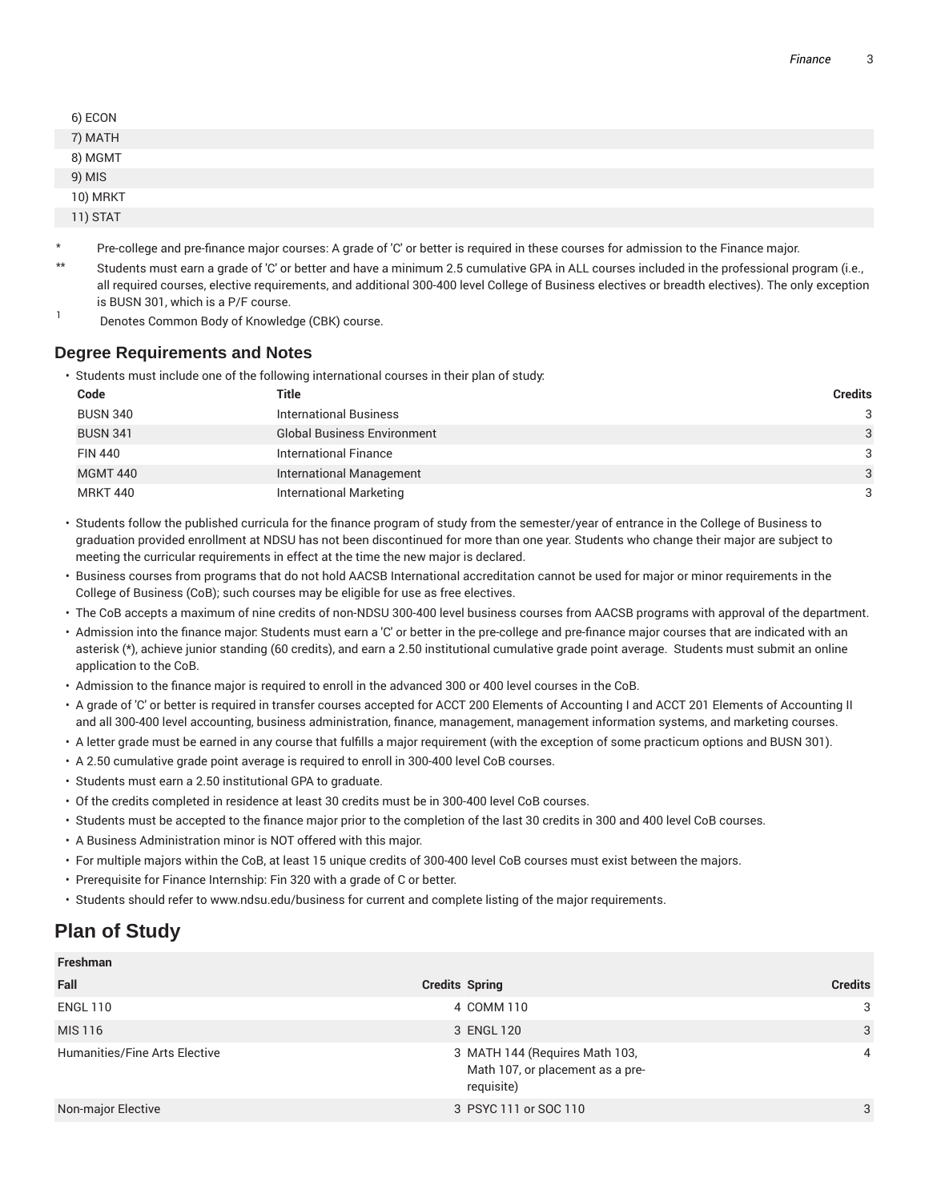| |
|---|
| 6) ECON |
| 7) MATH |
| 8) MGMT |
| 9) MIS |
| 10) MRKT |
| 11) STAT |

\* Pre-college and pre-finance major courses: A grade of 'C' or better is required in these courses for admission to the Finance major.

\*\* Students must earn a grade of 'C' or better and have a minimum 2.5 cumulative GPA in ALL courses included in the professional program (i.e., all required courses, elective requirements, and additional 300-400 level College of Business electives or breadth electives). The only exception is BUSN 301, which is a P/F course.

1 Denotes Common Body of Knowledge (CBK) course.

### Degree Requirements and Notes

- Students must include one of the following international courses in their plan of study:

| Code | Title | Credits |
|---|---|---|
| BUSN 340 | International Business | 3 |
| BUSN 341 | Global Business Environment | 3 |
| FIN 440 | International Finance | 3 |
| MGMT 440 | International Management | 3 |
| MRKT 440 | International Marketing | 3 |

- Students follow the published curricula for the finance program of study from the semester/year of entrance in the College of Business to graduation provided enrollment at NDSU has not been discontinued for more than one year. Students who change their major are subject to meeting the curricular requirements in effect at the time the new major is declared.
- Business courses from programs that do not hold AACSB International accreditation cannot be used for major or minor requirements in the College of Business (CoB); such courses may be eligible for use as free electives.
- The CoB accepts a maximum of nine credits of non-NDSU 300-400 level business courses from AACSB programs with approval of the department.
- Admission into the finance major: Students must earn a 'C' or better in the pre-college and pre-finance major courses that are indicated with an asterisk (*), achieve junior standing (60 credits), and earn a 2.50 institutional cumulative grade point average. Students must submit an online application to the CoB.
- Admission to the finance major is required to enroll in the advanced 300 or 400 level courses in the CoB.
- A grade of 'C' or better is required in transfer courses accepted for ACCT 200 Elements of Accounting I and ACCT 201 Elements of Accounting II and all 300-400 level accounting, business administration, finance, management, management information systems, and marketing courses.
- A letter grade must be earned in any course that fulfills a major requirement (with the exception of some practicum options and BUSN 301).
- A 2.50 cumulative grade point average is required to enroll in 300-400 level CoB courses.
- Students must earn a 2.50 institutional GPA to graduate.
- Of the credits completed in residence at least 30 credits must be in 300-400 level CoB courses.
- Students must be accepted to the finance major prior to the completion of the last 30 credits in 300 and 400 level CoB courses.
- A Business Administration minor is NOT offered with this major.
- For multiple majors within the CoB, at least 15 unique credits of 300-400 level CoB courses must exist between the majors.
- Prerequisite for Finance Internship: Fin 320 with a grade of C or better.
- Students should refer to www.ndsu.edu/business for current and complete listing of the major requirements.

## Plan of Study

| Freshman | | | |
|---|---|---|---|
| **Fall** | **Credits** | **Spring** | **Credits** |
| ENGL 110 | 4 | COMM 110 | 3 |
| MIS 116 | 3 | ENGL 120 | 3 |
| Humanities/Fine Arts Elective | 3 | MATH 144 (Requires Math 103, Math 107, or placement as a pre-requisite) | 4 |
| Non-major Elective | 3 | PSYC 111 or SOC 110 | 3 |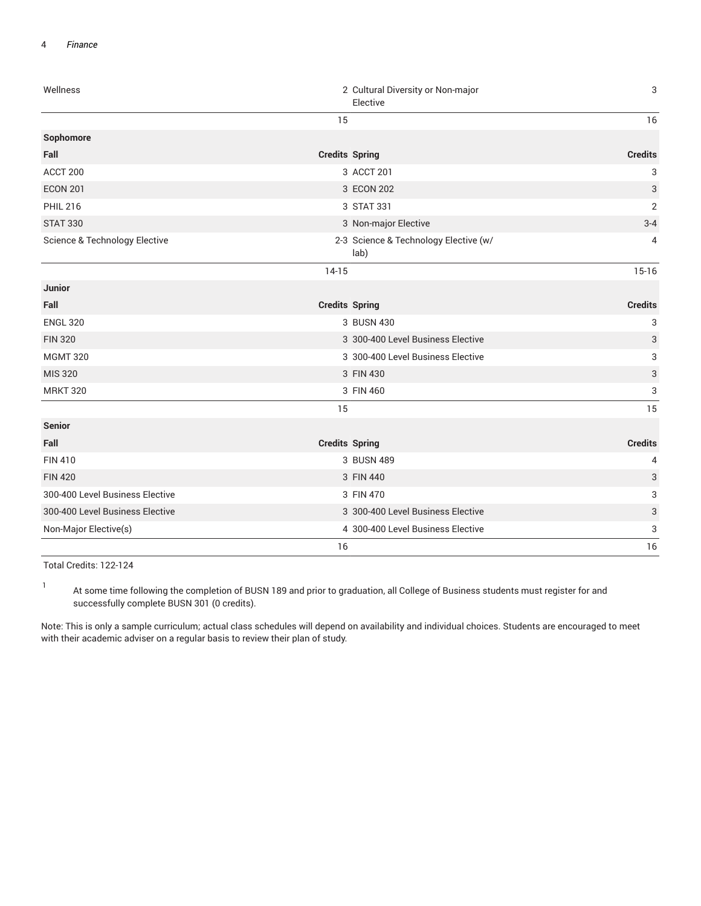| | | | |
|---|---|---|---|
| Wellness | 2 | Cultural Diversity or Non-major Elective | 3 |
| | 15 | | 16 |
| **Sophomore** | | | |
| **Fall** | **Credits** | **Spring** | **Credits** |
| ACCT 200 | 3 | ACCT 201 | 3 |
| ECON 201 | 3 | ECON 202 | 3 |
| PHIL 216 | 3 | STAT 331 | 2 |
| STAT 330 | 3 | Non-major Elective | 3-4 |
| Science & Technology Elective | 2-3 | Science & Technology Elective (w/ lab) | 4 |
| | 14-15 | | 15-16 |
| **Junior** | | | |
| **Fall** | **Credits** | **Spring** | **Credits** |
| ENGL 320 | 3 | BUSN 430 | 3 |
| FIN 320 | 3 | 300-400 Level Business Elective | 3 |
| MGMT 320 | 3 | 300-400 Level Business Elective | 3 |
| MIS 320 | 3 | FIN 430 | 3 |
| MRKT 320 | 3 | FIN 460 | 3 |
| | 15 | | 15 |
| **Senior** | | | |
| **Fall** | **Credits** | **Spring** | **Credits** |
| FIN 410 | 3 | BUSN 489 | 4 |
| FIN 420 | 3 | FIN 440 | 3 |
| 300-400 Level Business Elective | 3 | FIN 470 | 3 |
| 300-400 Level Business Elective | 3 | 300-400 Level Business Elective | 3 |
| Non-Major Elective(s) | 4 | 300-400 Level Business Elective | 3 |
| | 16 | | 16 |

Total Credits: 122-124

[1] At some time following the completion of BUSN 189 and prior to graduation, all College of Business students must register for and successfully complete BUSN 301 (0 credits).

Note: This is only a sample curriculum; actual class schedules will depend on availability and individual choices. Students are encouraged to meet with their academic adviser on a regular basis to review their plan of study.